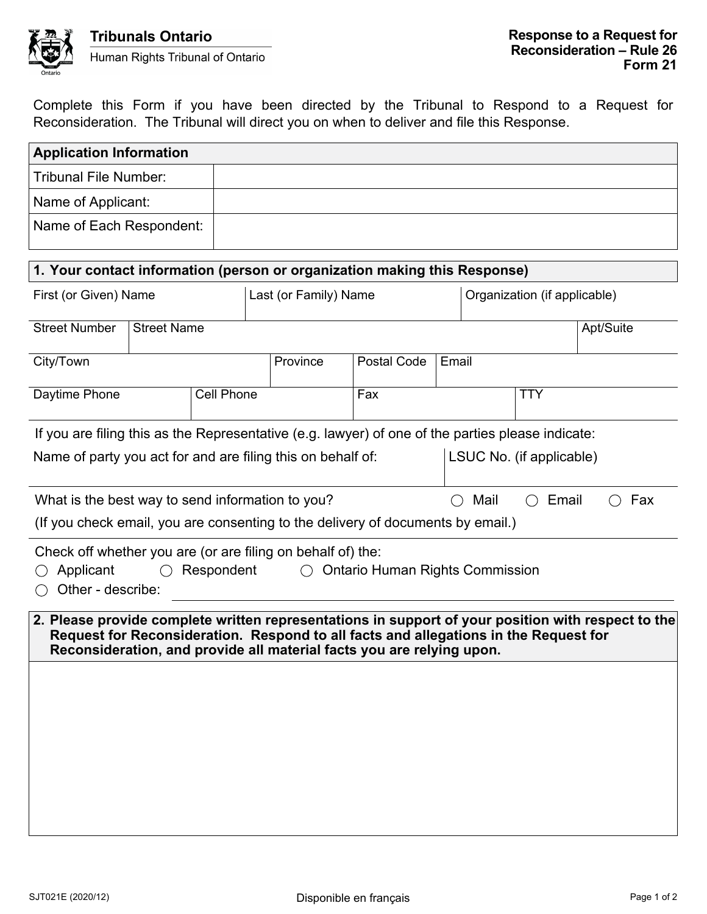**Tribunals Ontario**

Human Rights Tribunal of Ontario

**Response to a Request for Reconsideration – Rule 26**
**Form 21**

Complete this Form if you have been directed by the Tribunal to Respond to a Request for Reconsideration. The Tribunal will direct you on when to deliver and file this Response.

| **Application Information** | |
|---|---|
| Tribunal File Number: | |
| Name of Applicant: | |
| Name of Each Respondent: | |

**1. Your contact information (person or organization making this Response)**

| First (or Given) Name | Last (or Family) Name | Organization (if applicable) |
|---|---|---|
| | | |

| Street Number | Street Name | Apt/Suite |
|---|---|---|
| | | |

| City/Town | Province | Postal Code | Email |
|---|---|---|---|
| | | | |

| Daytime Phone | Cell Phone | Fax | TTY |
|---|---|---|---|
| | | | |

If you are filing this as the Representative (e.g. lawyer) of one of the parties please indicate:

| Name of party you act for and are filing this on behalf of: | LSUC No. (if applicable) |
|---|---|
| | |

What is the best way to send information to you? ◯ Mail ◯ Email ◯ Fax

(If you check email, you are consenting to the delivery of documents by email.)

Check off whether you are (or are filing on behalf of) the:

◯ Applicant ◯ Respondent ◯ Ontario Human Rights Commission

◯ Other - describe: ____________________

**2. Please provide complete written representations in support of your position with respect to the Request for Reconsideration. Respond to all facts and allegations in the Request for Reconsideration, and provide all material facts you are relying upon.**

SJT021E (2020/12)

Disponible en français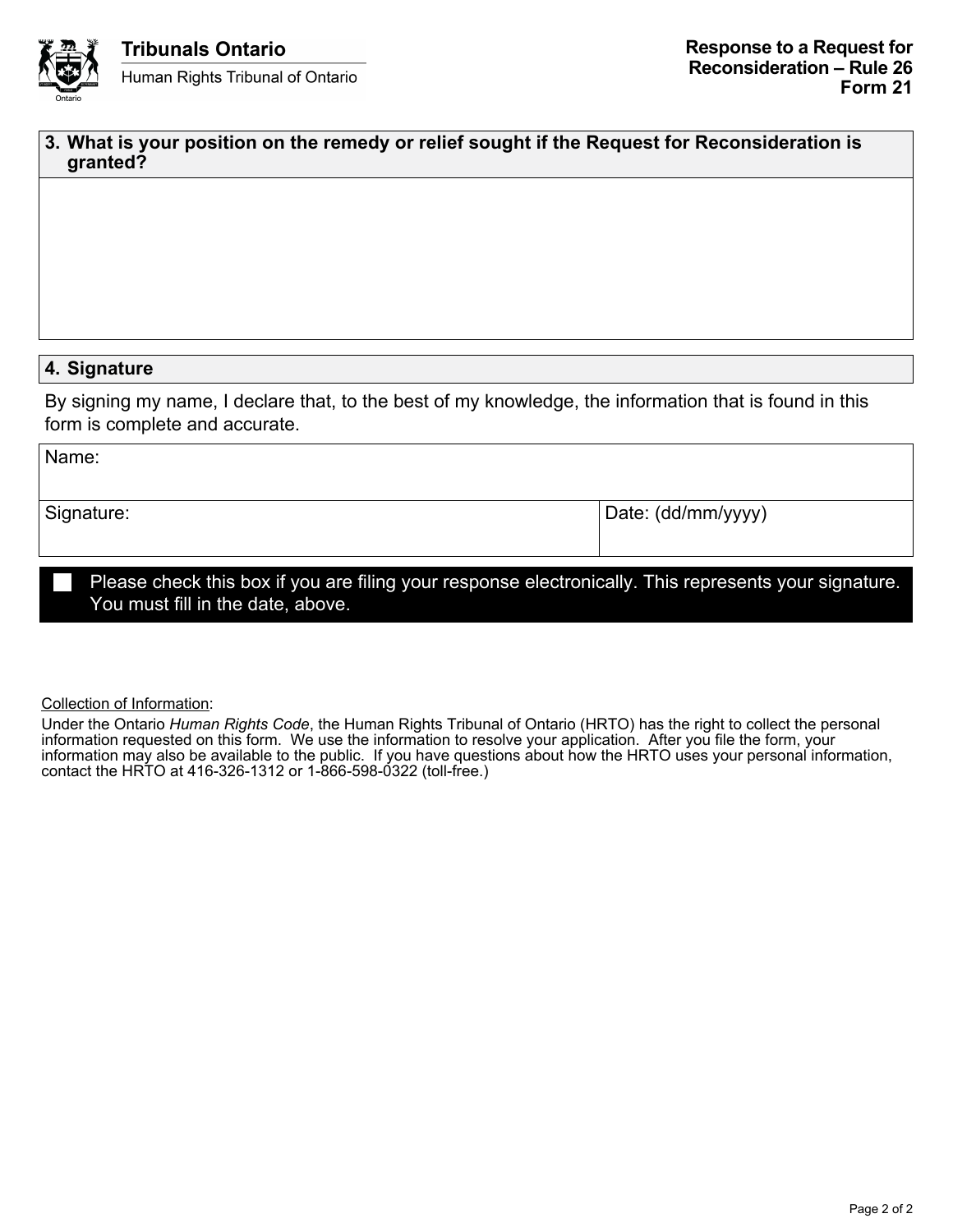**3. What is your position on the remedy or relief sought if the Request for Reconsideration is granted?**

**4. Signature**

By signing my name, I declare that, to the best of my knowledge, the information that is found in this form is complete and accurate.

| | |
|---|---|
| Name: | |
| Signature: | Date: (dd/mm/yyyy) |

☐ Please check this box if you are filing your response electronically. This represents your signature. You must fill in the date, above.

Collection of Information:

Under the Ontario *Human Rights Code*, the Human Rights Tribunal of Ontario (HRTO) has the right to collect the personal information requested on this form. We use the information to resolve your application. After you file the form, your information may also be available to the public. If you have questions about how the HRTO uses your personal information, contact the HRTO at 416-326-1312 or 1-866-598-0322 (toll-free.)